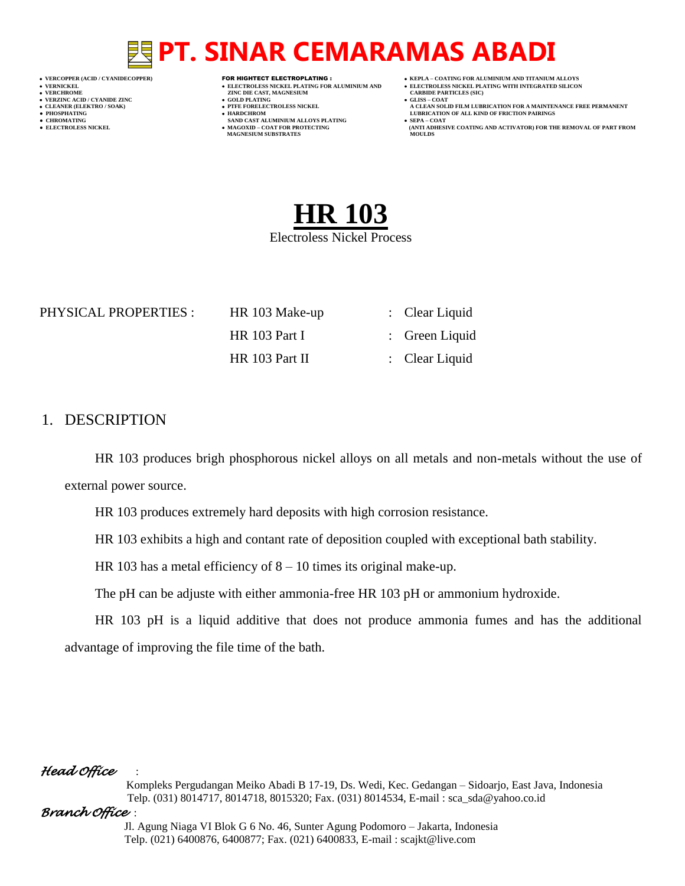# PT. SINAR CEMARAMAS ABADI

- VERCOPPER (ACID / CYANIDECOPPER)
- VERNICKEL
- VERCHROME
- VERZINC ACID / CYANIDE ZINC
- CLEANER (ELEKTRO / SOAK)
- PHOSPHATING
- CHROMATING
- ELECTROLESS NICKEL

**FOR HIGHTECT ELECTROPLATING :**

- ELECTROLESS NICKEL PLATING FOR ALUMINIUM AND ZINC DIE CAST, MAGNESIUM
- GOLD PLATING
- PTFE FORELECTROLESS NICKEL
- HARDCHROM SAND CAST ALUMINIUM ALLOYS PLATING
- MAGOXID – COAT FOR PROTECTING MAGNESIUM SUBSTRATES

- KEPLA – COATING FOR ALUMINIUM AND TITANIUM ALLOYS
- ELECTROLESS NICKEL PLATING WITH INTEGRATED SILICON CARBIDE PARTICLES (SIC)
- GLISS – COAT A CLEAN SOLID FILM LUBRICATION FOR A MAINTENANCE FREE PERMANENT LUBRICATION OF ALL KIND OF FRICTION PAIRINGS
- SEPA – COAT (ANTI ADHESIVE COATING AND ACTIVATOR) FOR THE REMOVAL OF PART FROM MOULDS

# HR 103

Electroless Nickel Process

| PHYSICAL PROPERTIES : | HR 103 Make-up | : Clear Liquid |
|---|---|---|
| | HR 103 Part I | : Green Liquid |
| | HR 103 Part II | : Clear Liquid |

## 1. DESCRIPTION

HR 103 produces brigh phosphorous nickel alloys on all metals and non-metals without the use of external power source.

HR 103 produces extremely hard deposits with high corrosion resistance.

HR 103 exhibits a high and contant rate of deposition coupled with exceptional bath stability.

HR 103 has a metal efficiency of 8 – 10 times its original make-up.

The pH can be adjuste with either ammonia-free HR 103 pH or ammonium hydroxide.

HR 103 pH is a liquid additive that does not produce ammonia fumes and has the additional advantage of improving the file time of the bath.

*Head Office* :

Kompleks Pergudangan Meiko Abadi B 17-19, Ds. Wedi, Kec. Gedangan – Sidoarjo, East Java, Indonesia
Telp. (031) 8014717, 8014718, 8015320; Fax. (031) 8014534, E-mail : sca_sda@yahoo.co.id

*Branch Office* :

Jl. Agung Niaga VI Blok G 6 No. 46, Sunter Agung Podomoro – Jakarta, Indonesia
Telp. (021) 6400876, 6400877; Fax. (021) 6400833, E-mail : scajkt@live.com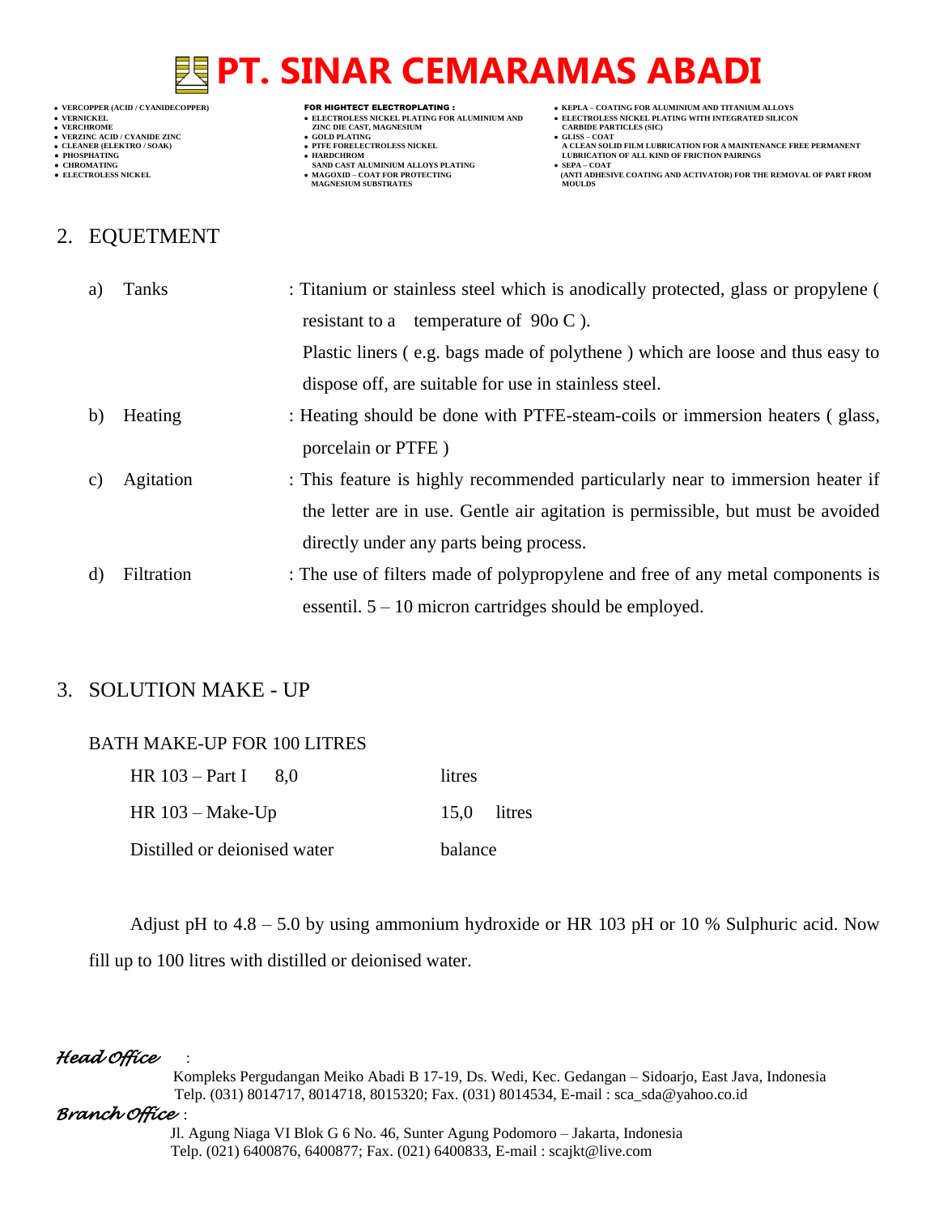## 2. EQUETMENT

a) Tanks : Titanium or stainless steel which is anodically protected, glass or propylene ( resistant to a temperature of 90o C ).

Plastic liners ( e.g. bags made of polythene ) which are loose and thus easy to dispose off, are suitable for use in stainless steel.

b) Heating : Heating should be done with PTFE-steam-coils or immersion heaters ( glass, porcelain or PTFE )

c) Agitation : This feature is highly recommended particularly near to immersion heater if the letter are in use. Gentle air agitation is permissible, but must be avoided directly under any parts being process.

d) Filtration : The use of filters made of polypropylene and free of any metal components is essentil. 5 – 10 micron cartridges should be employed.

## 3. SOLUTION MAKE - UP

BATH MAKE-UP FOR 100 LITRES

| | | |
|---|---|---|
| HR 103 – Part I | 8,0 | litres |
| HR 103 – Make-Up | 15,0 | litres |
| Distilled or deionised water | balance | |

Adjust pH to 4.8 – 5.0 by using ammonium hydroxide or HR 103 pH or 10 % Sulphuric acid. Now fill up to 100 litres with distilled or deionised water.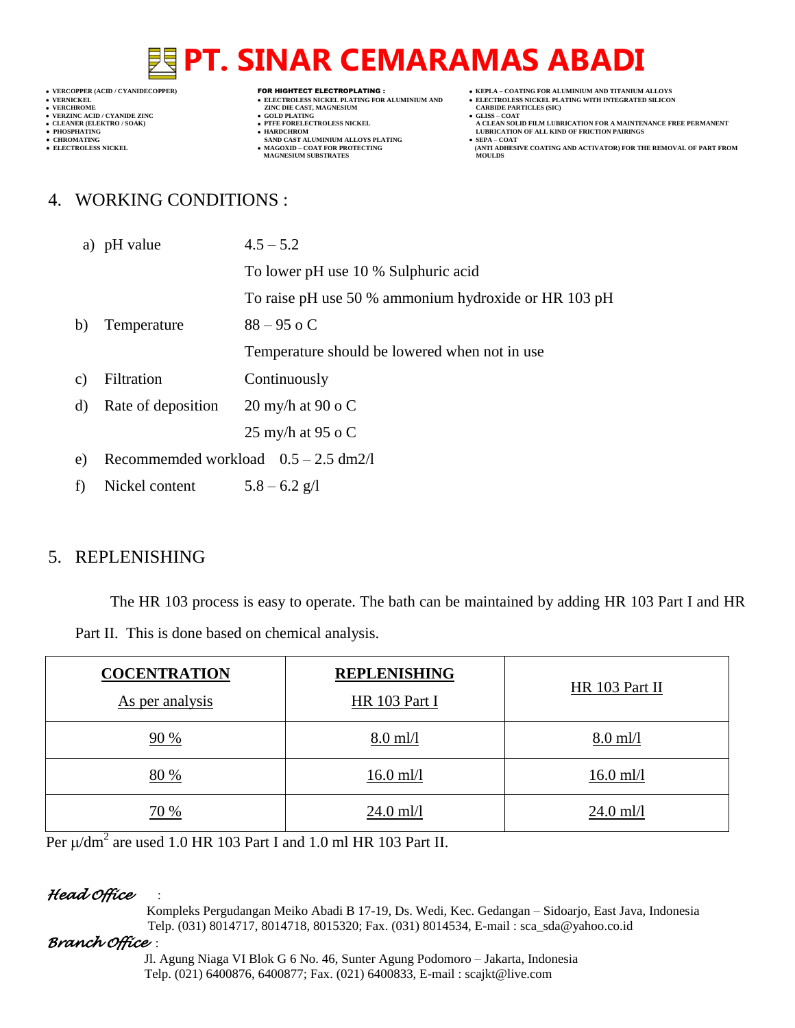## 4. WORKING CONDITIONS :

a) pH value — 4.5 – 5.2

To lower pH use 10 % Sulphuric acid

To raise pH use 50 % ammonium hydroxide or HR 103 pH

b) Temperature — 88 – 95 o C

Temperature should be lowered when not in use

c) Filtration — Continuously

d) Rate of deposition — 20 my/h at 90 o C

25 my/h at 95 o C

e) Recommemded workload — 0.5 – 2.5 dm2/l

f) Nickel content — 5.8 – 6.2 g/l

## 5. REPLENISHING

The HR 103 process is easy to operate. The bath can be maintained by adding HR 103 Part I and HR Part II. This is done based on chemical analysis.

| COCENTRATION<br>As per analysis | REPLENISHING<br>HR 103 Part I | HR 103 Part II |
|---|---|---|
| 90 % | 8.0 ml/l | 8.0 ml/l |
| 80 % | 16.0 ml/l | 16.0 ml/l |
| 70 % | 24.0 ml/l | 24.0 ml/l |

Per $\mu/dm^2$ are used 1.0 HR 103 Part I and 1.0 ml HR 103 Part II.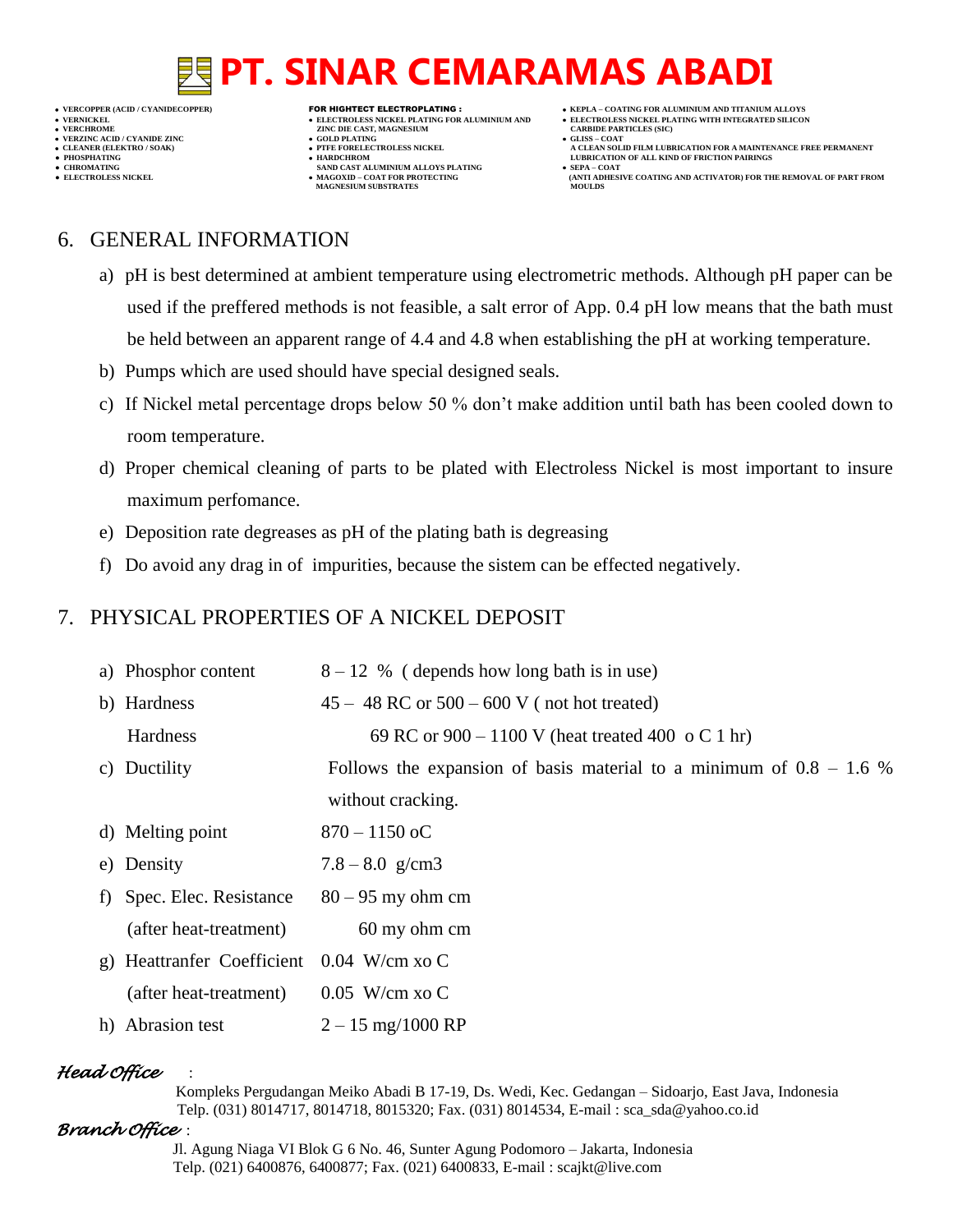## 6. GENERAL INFORMATION

a) pH is best determined at ambient temperature using electrometric methods. Although pH paper can be used if the preffered methods is not feasible, a salt error of App. 0.4 pH low means that the bath must be held between an apparent range of 4.4 and 4.8 when establishing the pH at working temperature.

b) Pumps which are used should have special designed seals.

c) If Nickel metal percentage drops below 50 % don't make addition until bath has been cooled down to room temperature.

d) Proper chemical cleaning of parts to be plated with Electroless Nickel is most important to insure maximum perfomance.

e) Deposition rate degreases as pH of the plating bath is degreasing

f) Do avoid any drag in of impurities, because the sistem can be effected negatively.

## 7. PHYSICAL PROPERTIES OF A NICKEL DEPOSIT

a) Phosphor content — 8 – 12 % ( depends how long bath is in use)

b) Hardness — 45 – 48 RC or 500 – 600 V ( not hot treated)

Hardness — 69 RC or 900 – 1100 V (heat treated 400 o C 1 hr)

c) Ductility — Follows the expansion of basis material to a minimum of 0.8 – 1.6 % without cracking.

d) Melting point — 870 – 1150 oC

e) Density — 7.8 – 8.0 g/cm3

f) Spec. Elec. Resistance — 80 – 95 my ohm cm

(after heat-treatment) — 60 my ohm cm

g) Heattranfer Coefficient — 0.04 W/cm xo C

(after heat-treatment) — 0.05 W/cm xo C

h) Abrasion test — 2 – 15 mg/1000 RP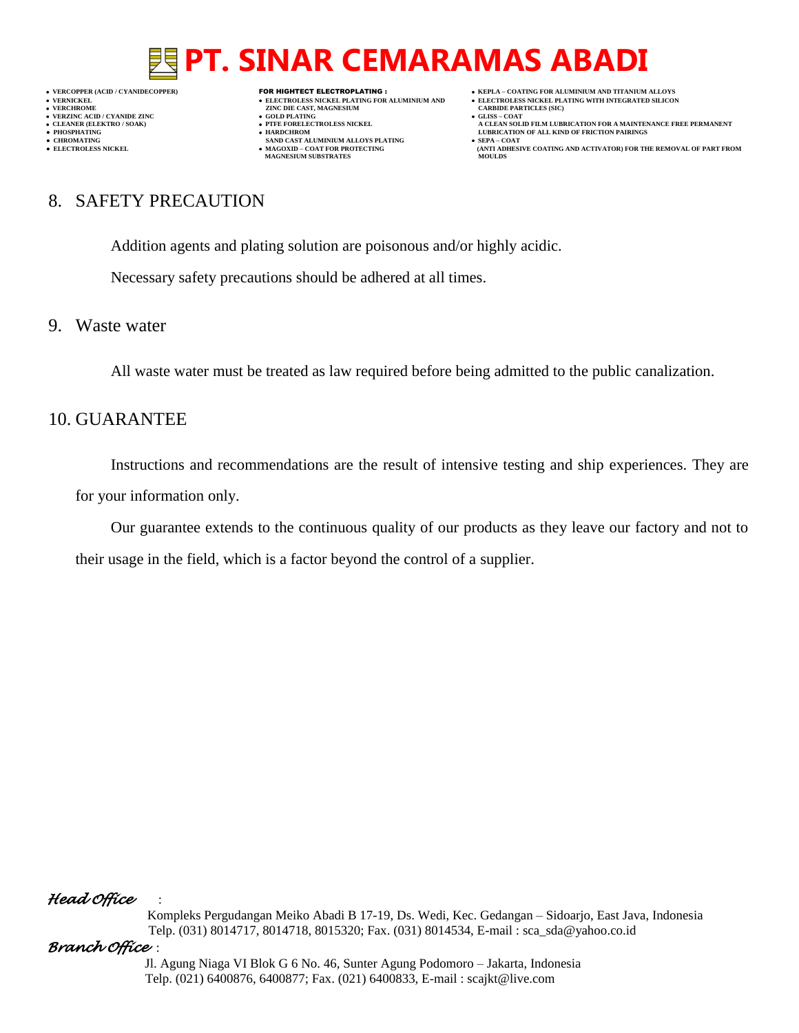## 8. SAFETY PRECAUTION

Addition agents and plating solution are poisonous and/or highly acidic.

Necessary safety precautions should be adhered at all times.

## 9. Waste water

All waste water must be treated as law required before being admitted to the public canalization.

## 10. GUARANTEE

Instructions and recommendations are the result of intensive testing and ship experiences. They are for your information only.

Our guarantee extends to the continuous quality of our products as they leave our factory and not to their usage in the field, which is a factor beyond the control of a supplier.